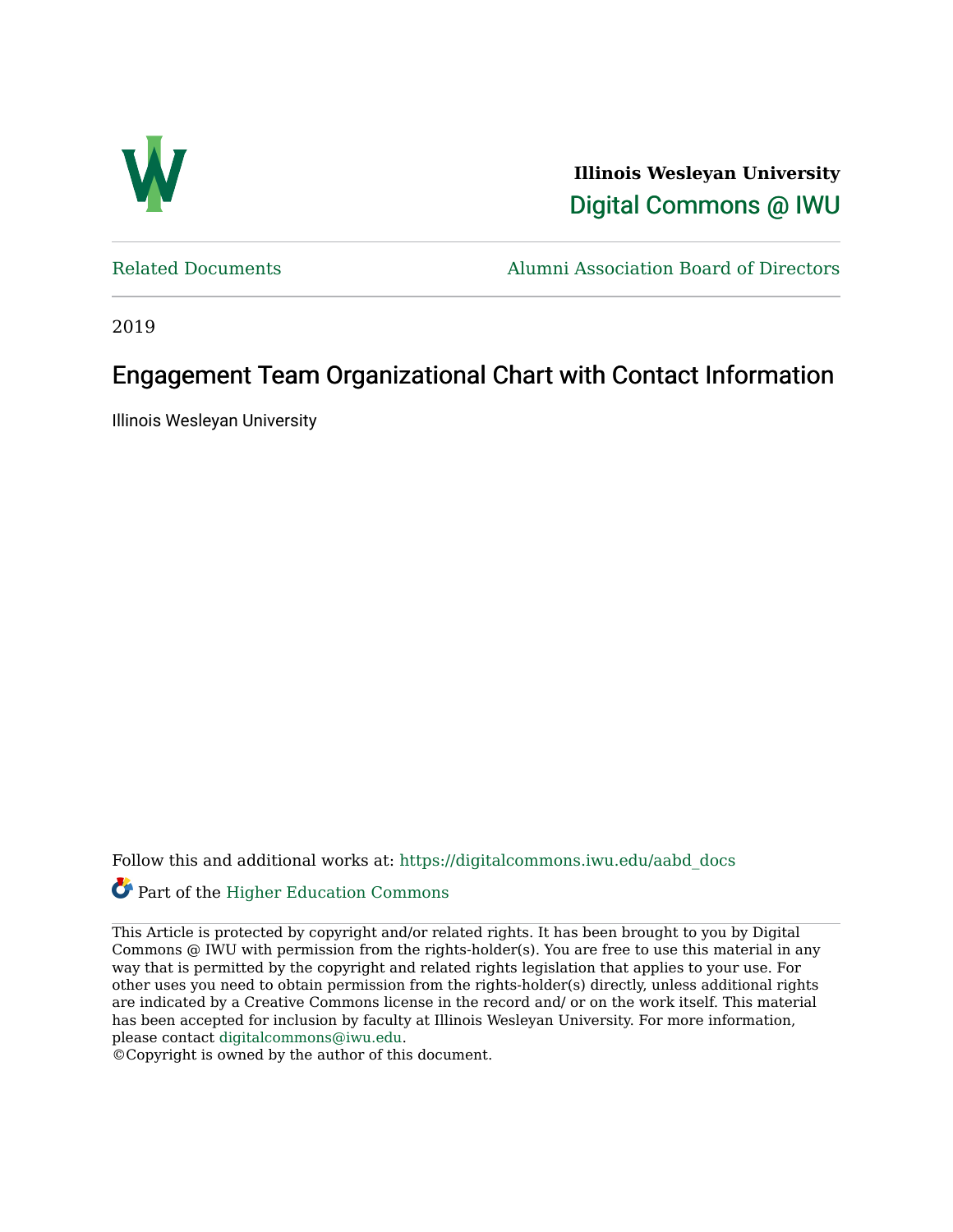**Illinois Wesleyan University**

Digital Commons @ IWU

Related Documents | Alumni Association Board of Directors

2019

# Engagement Team Organizational Chart with Contact Information

Illinois Wesleyan University

Follow this and additional works at: https://digitalcommons.iwu.edu/aabd_docs

Part of the Higher Education Commons

This Article is protected by copyright and/or related rights. It has been brought to you by Digital Commons @ IWU with permission from the rights-holder(s). You are free to use this material in any way that is permitted by the copyright and related rights legislation that applies to your use. For other uses you need to obtain permission from the rights-holder(s) directly, unless additional rights are indicated by a Creative Commons license in the record and/ or on the work itself. This material has been accepted for inclusion by faculty at Illinois Wesleyan University. For more information, please contact digitalcommons@iwu.edu.

©Copyright is owned by the author of this document.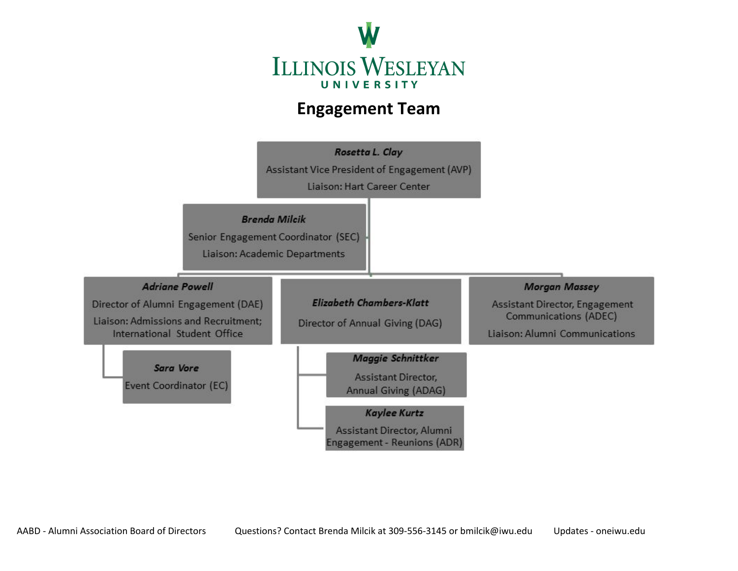ILLINOIS WESLEYAN UNIVERSITY

# Engagement Team

***Rosetta L. Clay***
Assistant Vice President of Engagement (AVP)
Liaison: Hart Career Center

***Brenda Milcik***
Senior Engagement Coordinator (SEC)
Liaison: Academic Departments

***Adriane Powell***
Director of Alumni Engagement (DAE)
Liaison: Admissions and Recruitment; International Student Office

- ***Sara Vore***
  Event Coordinator (EC)

***Elizabeth Chambers-Klatt***
Director of Annual Giving (DAG)

- ***Maggie Schnittker***
  Assistant Director, Annual Giving (ADAG)
- ***Kaylee Kurtz***
  Assistant Director, Alumni Engagement - Reunions (ADR)

***Morgan Massey***
Assistant Director, Engagement Communications (ADEC)
Liaison: Alumni Communications

AABD - Alumni Association Board of Directors

Questions? Contact Brenda Milcik at 309-556-3145 or bmilcik@iwu.edu

Updates - oneiwu.edu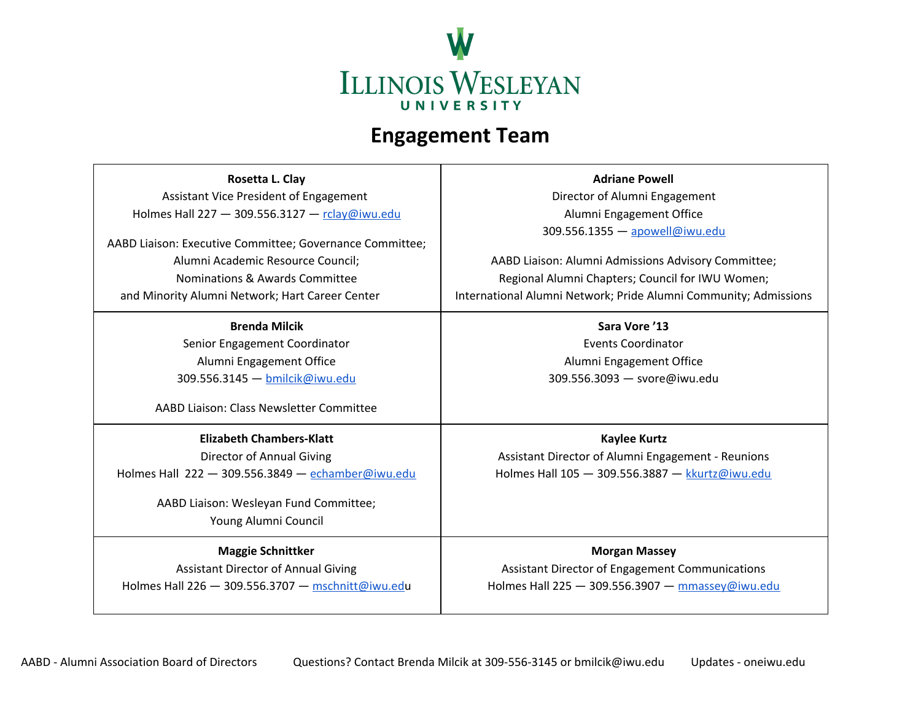Illinois Wesleyan University

# Engagement Team

| | |
|---|---|
| **Rosetta L. Clay**<br>Assistant Vice President of Engagement<br>Holmes Hall 227 — 309.556.3127 — rclay@iwu.edu<br><br>AABD Liaison: Executive Committee; Governance Committee; Alumni Academic Resource Council; Nominations & Awards Committee and Minority Alumni Network; Hart Career Center | **Adriane Powell**<br>Director of Alumni Engagement<br>Alumni Engagement Office<br>309.556.1355 — apowell@iwu.edu<br><br>AABD Liaison: Alumni Admissions Advisory Committee; Regional Alumni Chapters; Council for IWU Women; International Alumni Network; Pride Alumni Community; Admissions |
| **Brenda Milcik**<br>Senior Engagement Coordinator<br>Alumni Engagement Office<br>309.556.3145 — bmilcik@iwu.edu<br><br>AABD Liaison: Class Newsletter Committee | **Sara Vore '13**<br>Events Coordinator<br>Alumni Engagement Office<br>309.556.3093 — svore@iwu.edu |
| **Elizabeth Chambers-Klatt**<br>Director of Annual Giving<br>Holmes Hall 222 — 309.556.3849 — echamber@iwu.edu<br><br>AABD Liaison: Wesleyan Fund Committee; Young Alumni Council | **Kaylee Kurtz**<br>Assistant Director of Alumni Engagement - Reunions<br>Holmes Hall 105 — 309.556.3887 — kkurtz@iwu.edu |
| **Maggie Schnittker**<br>Assistant Director of Annual Giving<br>Holmes Hall 226 — 309.556.3707 — mschnitt@iwu.edu | **Morgan Massey**<br>Assistant Director of Engagement Communications<br>Holmes Hall 225 — 309.556.3907 — mmassey@iwu.edu |

AABD - Alumni Association Board of Directors

Questions? Contact Brenda Milcik at 309-556-3145 or bmilcik@iwu.edu

Updates - oneiwu.edu